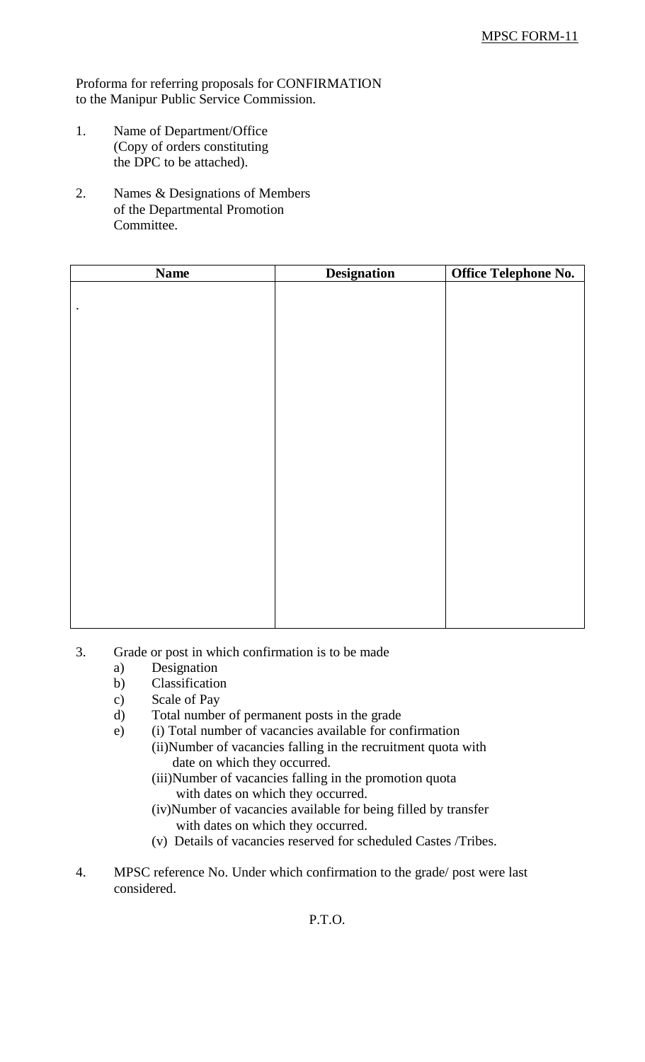MPSC FORM-11

Proforma for referring proposals for CONFIRMATION to the Manipur Public Service Commission.

1. Name of Department/Office (Copy of orders constituting the DPC to be attached).

2. Names & Designations of Members of the Departmental Promotion Committee.

| Name | Designation | Office Telephone No. |
|---|---|---|
| . | | |

3. Grade or post in which confirmation is to be made
   a) Designation
   b) Classification
   c) Scale of Pay
   d) Total number of permanent posts in the grade
   e) (i) Total number of vacancies available for confirmation
      (ii) Number of vacancies falling in the recruitment quota with date on which they occurred.
      (iii) Number of vacancies falling in the promotion quota with dates on which they occurred.
      (iv) Number of vacancies available for being filled by transfer with dates on which they occurred.
      (v) Details of vacancies reserved for scheduled Castes /Tribes.

4. MPSC reference No. Under which confirmation to the grade/ post were last considered.

P.T.O.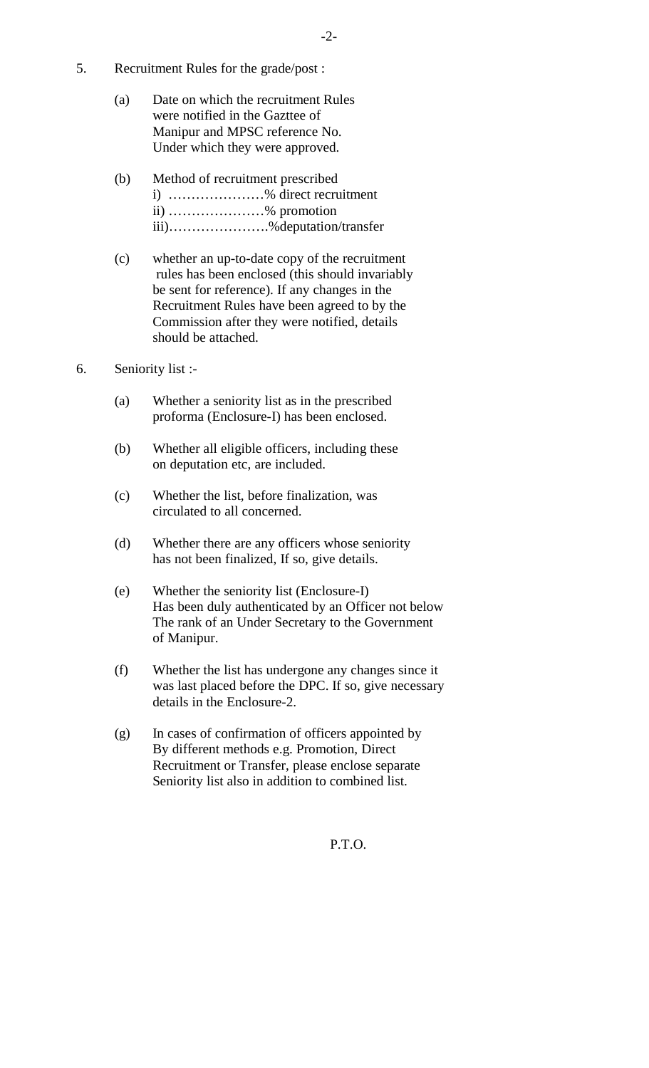5. Recruitment Rules for the grade/post :

   (a) Date on which the recruitment Rules were notified in the Gazttee of Manipur and MPSC reference No. Under which they were approved.

   (b) Method of recruitment prescribed
   i) …………………% direct recruitment
   ii) …………………% promotion
   iii)………………….%deputation/transfer

   (c) whether an up-to-date copy of the recruitment rules has been enclosed (this should invariably be sent for reference). If any changes in the Recruitment Rules have been agreed to by the Commission after they were notified, details should be attached.

6. Seniority list :-

   (a) Whether a seniority list as in the prescribed proforma (Enclosure-I) has been enclosed.

   (b) Whether all eligible officers, including these on deputation etc, are included.

   (c) Whether the list, before finalization, was circulated to all concerned.

   (d) Whether there are any officers whose seniority has not been finalized, If so, give details.

   (e) Whether the seniority list (Enclosure-I) Has been duly authenticated by an Officer not below The rank of an Under Secretary to the Government of Manipur.

   (f) Whether the list has undergone any changes since it was last placed before the DPC. If so, give necessary details in the Enclosure-2.

   (g) In cases of confirmation of officers appointed by By different methods e.g. Promotion, Direct Recruitment or Transfer, please enclose separate Seniority list also in addition to combined list.

P.T.O.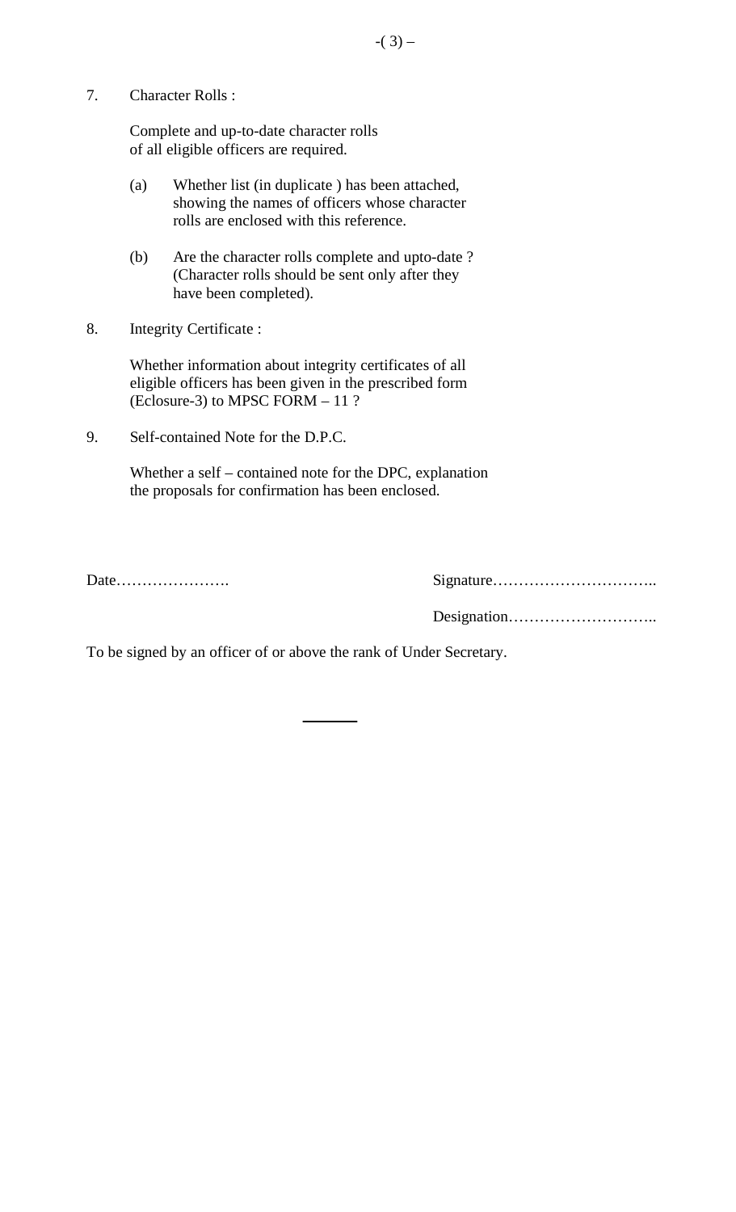7. Character Rolls :

   Complete and up-to-date character rolls of all eligible officers are required.

   (a) Whether list (in duplicate ) has been attached, showing the names of officers whose character rolls are enclosed with this reference.

   (b) Are the character rolls complete and upto-date ? (Character rolls should be sent only after they have been completed).

8. Integrity Certificate :

   Whether information about integrity certificates of all eligible officers has been given in the prescribed form (Eclosure-3) to MPSC FORM – 11 ?

9. Self-contained Note for the D.P.C.

   Whether a self – contained note for the DPC, explanation the proposals for confirmation has been enclosed.

Date………………….　　　　　　　　Signature…………………………..

　　　　　　　　　　　　　　　　　Designation………………………..

To be signed by an officer of or above the rank of Under Secretary.

---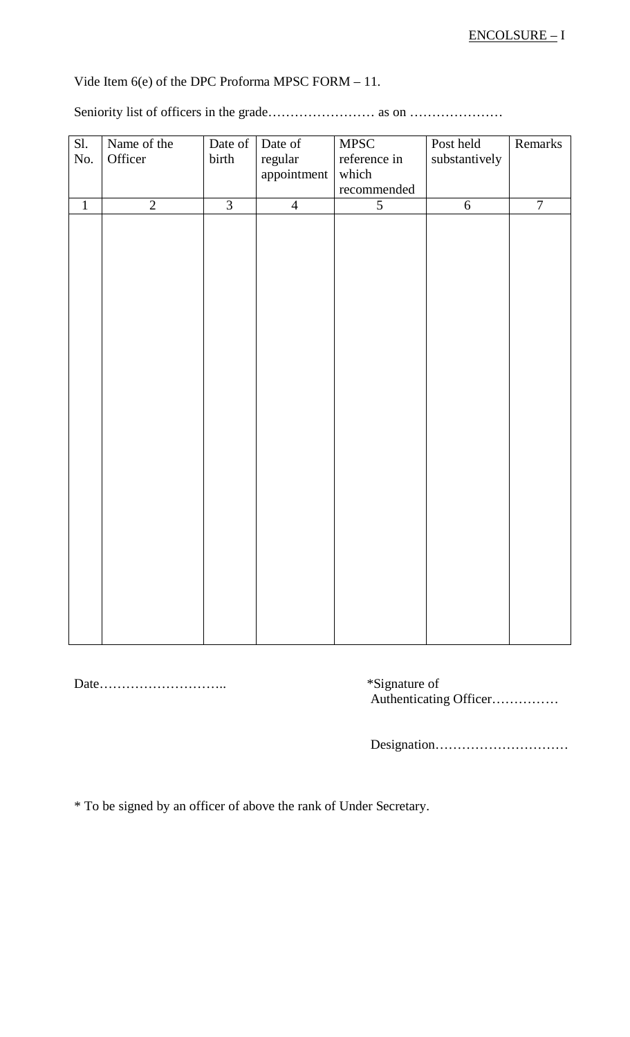<u>ENCOLSURE –</u> I

Vide Item 6(e) of the DPC Proforma MPSC FORM – 11.

Seniority list of officers in the grade…………………… as on …………………

| Sl. No. | Name of the Officer | Date of birth | Date of regular appointment | MPSC reference in which recommended | Post held substantively | Remarks |
|---|---|---|---|---|---|---|
| 1 | 2 | 3 | 4 | 5 | 6 | 7 |
| | | | | | | |

Date………………………..

*Signature of Authenticating Officer……………

Designation…………………………

\* To be signed by an officer of above the rank of Under Secretary.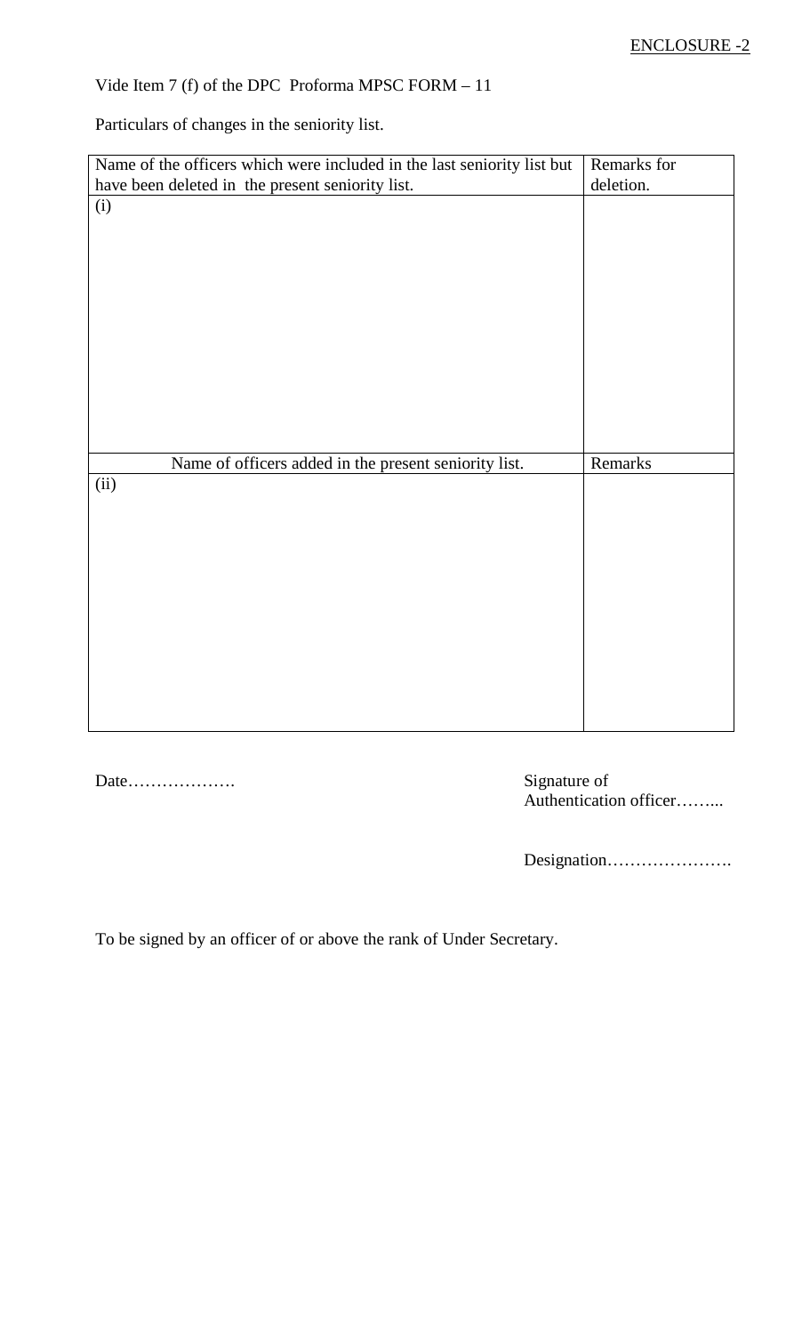ENCLOSURE -2

Vide Item 7 (f) of the DPC Proforma MPSC FORM – 11

Particulars of changes in the seniority list.

| Name of the officers which were included in the last seniority list but have been deleted in the present seniority list. | Remarks for deletion. |
|---|---|
| (i) | |
| Name of officers added in the present seniority list. | Remarks |
| (ii) | |

Date……………….

Signature of
Authentication officer……...

Designation………………….

To be signed by an officer of or above the rank of Under Secretary.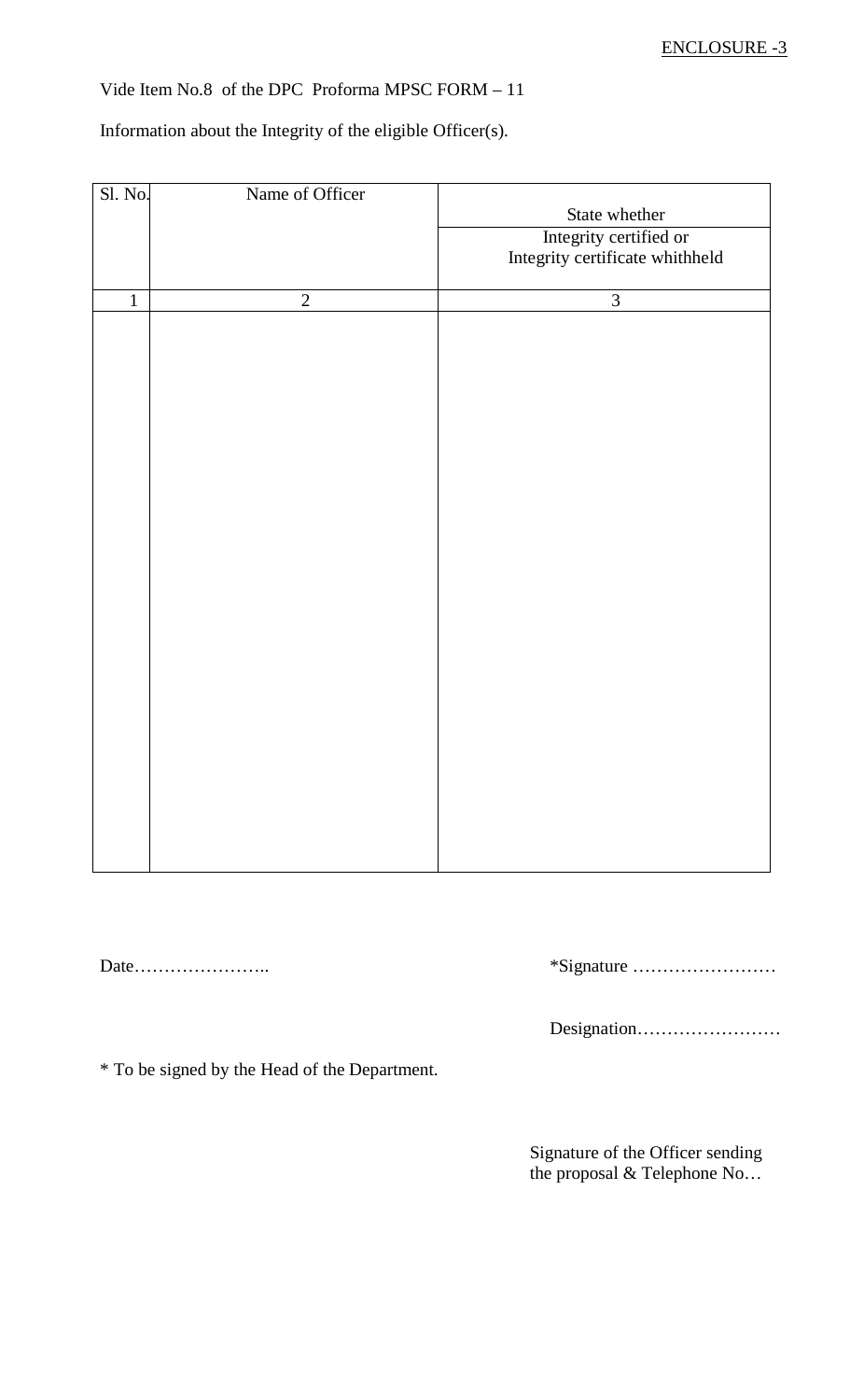ENCLOSURE -3

Vide Item No.8 of the DPC Proforma MPSC FORM – 11

Information about the Integrity of the eligible Officer(s).

| Sl. No. | Name of Officer | State whether Integrity certified or Integrity certificate whithheld |
|---|---|---|
| 1 | 2 | 3 |
| | | |

Date…………………..

*Signature ……………………

Designation……………………

* To be signed by the Head of the Department.

Signature of the Officer sending the proposal & Telephone No…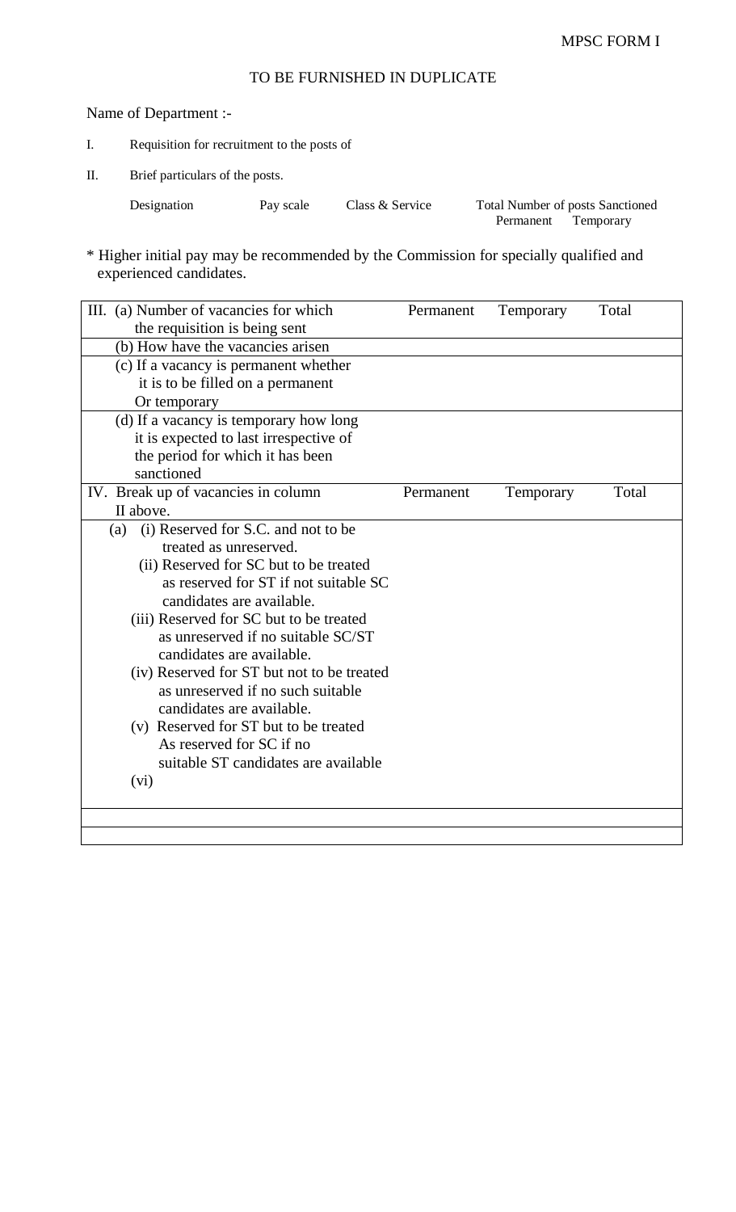MPSC FORM I

TO BE FURNISHED IN DUPLICATE

Name of Department :-

I. Requisition for recruitment to the posts of

II. Brief particulars of the posts.

| Designation | Pay scale | Class & Service | Total Number of posts Sanctioned | |
|---|---|---|---|---|
| | | | Permanent | Temporary |

\* Higher initial pay may be recommended by the Commission for specially qualified and experienced candidates.

| | Permanent | Temporary | Total |
|---|---|---|---|
| III. (a) Number of vacancies for which the requisition is being sent | | | |
| (b) How have the vacancies arisen | | | |
| (c) If a vacancy is permanent whether it is to be filled on a permanent Or temporary | | | |
| (d) If a vacancy is temporary how long it is expected to last irrespective of the period for which it has been sanctioned | | | |
| IV. Break up of vacancies in column II above. | Permanent | Temporary | Total |
| (a) (i) Reserved for S.C. and not to be treated as unreserved.<br>(ii) Reserved for SC but to be treated as reserved for ST if not suitable SC candidates are available.<br>(iii) Reserved for SC but to be treated as unreserved if no suitable SC/ST candidates are available.<br>(iv) Reserved for ST but not to be treated as unreserved if no such suitable candidates are available.<br>(v) Reserved for ST but to be treated As reserved for SC if no suitable ST candidates are available<br>(vi) | | | |
| | | | |
| | | | |